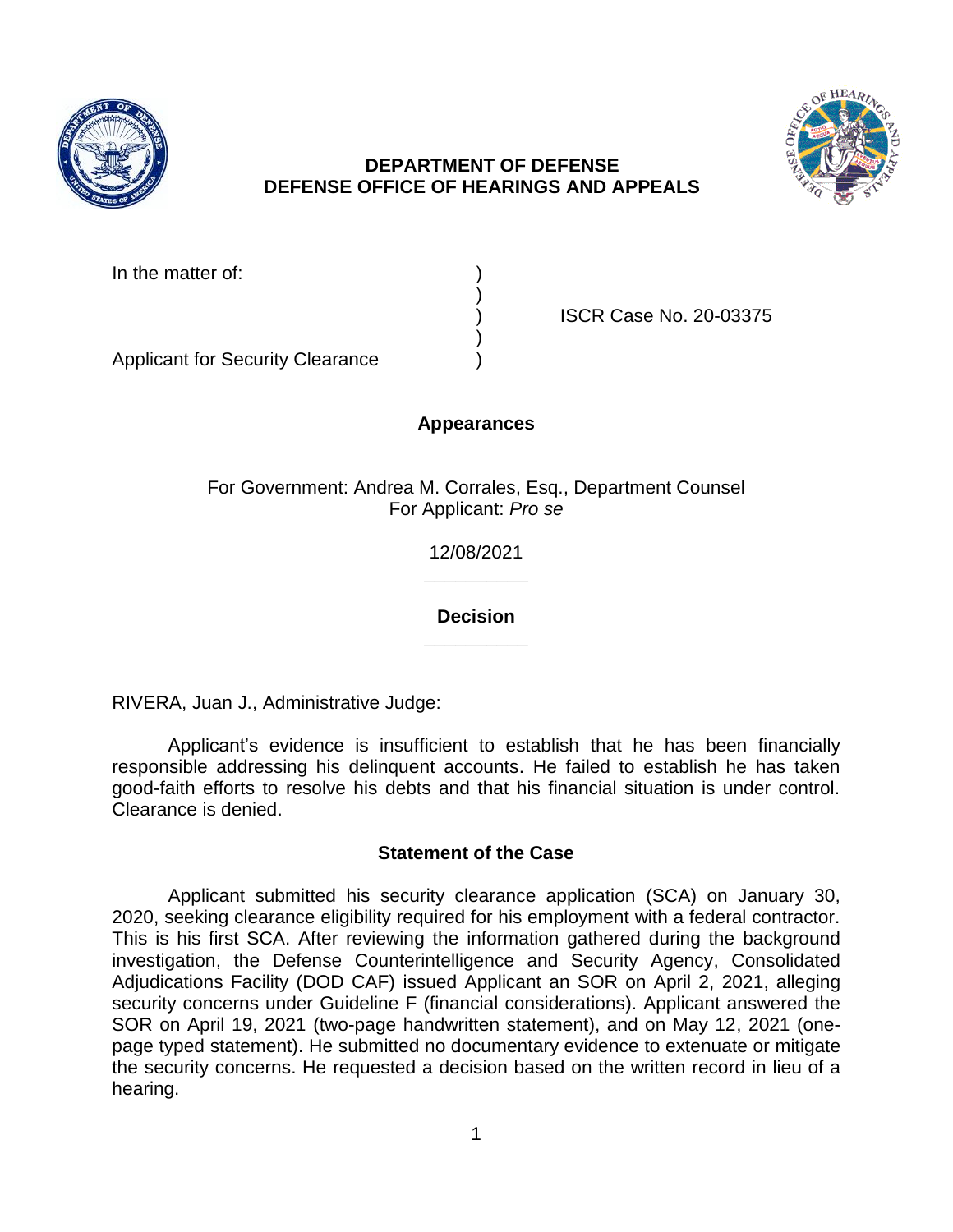**DEPARTMENT OF DEFENSE**
**DEFENSE OFFICE OF HEARINGS AND APPEALS**

In the matter of: )
)
) ISCR Case No. 20-03375
)
Applicant for Security Clearance )

### Appearances

For Government: Andrea M. Corrales, Esq., Department Counsel
For Applicant: *Pro se*

12/08/2021

______________

### Decision

______________

RIVERA, Juan J., Administrative Judge:

Applicant's evidence is insufficient to establish that he has been financially responsible addressing his delinquent accounts. He failed to establish he has taken good-faith efforts to resolve his debts and that his financial situation is under control. Clearance is denied.

### Statement of the Case

Applicant submitted his security clearance application (SCA) on January 30, 2020, seeking clearance eligibility required for his employment with a federal contractor. This is his first SCA. After reviewing the information gathered during the background investigation, the Defense Counterintelligence and Security Agency, Consolidated Adjudications Facility (DOD CAF) issued Applicant an SOR on April 2, 2021, alleging security concerns under Guideline F (financial considerations). Applicant answered the SOR on April 19, 2021 (two-page handwritten statement), and on May 12, 2021 (one-page typed statement). He submitted no documentary evidence to extenuate or mitigate the security concerns. He requested a decision based on the written record in lieu of a hearing.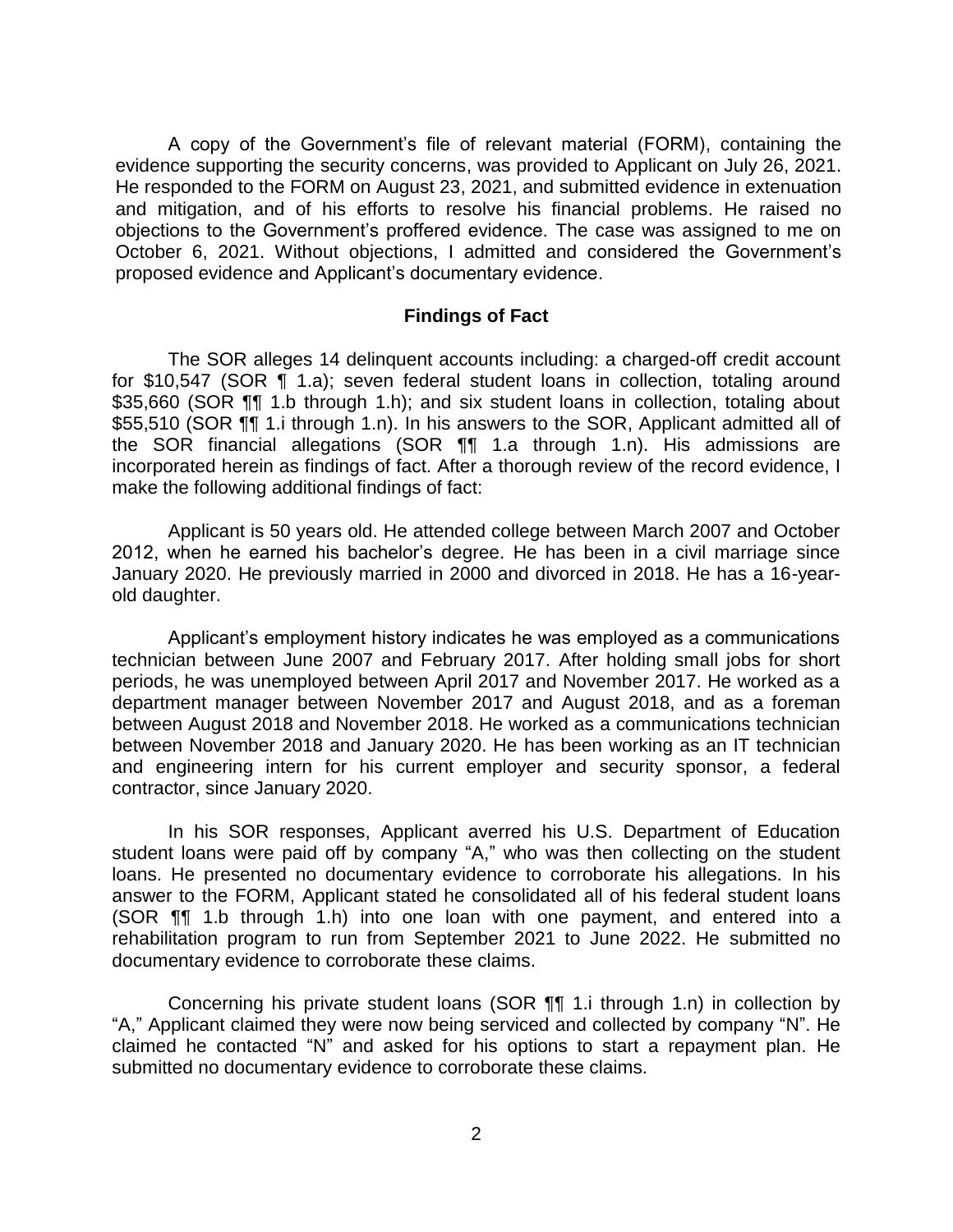A copy of the Government's file of relevant material (FORM), containing the evidence supporting the security concerns, was provided to Applicant on July 26, 2021. He responded to the FORM on August 23, 2021, and submitted evidence in extenuation and mitigation, and of his efforts to resolve his financial problems. He raised no objections to the Government's proffered evidence. The case was assigned to me on October 6, 2021. Without objections, I admitted and considered the Government's proposed evidence and Applicant's documentary evidence.

## Findings of Fact

The SOR alleges 14 delinquent accounts including: a charged-off credit account for $10,547 (SOR ¶ 1.a); seven federal student loans in collection, totaling around $35,660 (SOR ¶¶ 1.b through 1.h); and six student loans in collection, totaling about $55,510 (SOR ¶¶ 1.i through 1.n). In his answers to the SOR, Applicant admitted all of the SOR financial allegations (SOR ¶¶ 1.a through 1.n). His admissions are incorporated herein as findings of fact. After a thorough review of the record evidence, I make the following additional findings of fact:

Applicant is 50 years old. He attended college between March 2007 and October 2012, when he earned his bachelor's degree. He has been in a civil marriage since January 2020. He previously married in 2000 and divorced in 2018. He has a 16-year-old daughter.

Applicant's employment history indicates he was employed as a communications technician between June 2007 and February 2017. After holding small jobs for short periods, he was unemployed between April 2017 and November 2017. He worked as a department manager between November 2017 and August 2018, and as a foreman between August 2018 and November 2018. He worked as a communications technician between November 2018 and January 2020. He has been working as an IT technician and engineering intern for his current employer and security sponsor, a federal contractor, since January 2020.

In his SOR responses, Applicant averred his U.S. Department of Education student loans were paid off by company "A," who was then collecting on the student loans. He presented no documentary evidence to corroborate his allegations. In his answer to the FORM, Applicant stated he consolidated all of his federal student loans (SOR ¶¶ 1.b through 1.h) into one loan with one payment, and entered into a rehabilitation program to run from September 2021 to June 2022. He submitted no documentary evidence to corroborate these claims.

Concerning his private student loans (SOR ¶¶ 1.i through 1.n) in collection by "A," Applicant claimed they were now being serviced and collected by company "N". He claimed he contacted "N" and asked for his options to start a repayment plan. He submitted no documentary evidence to corroborate these claims.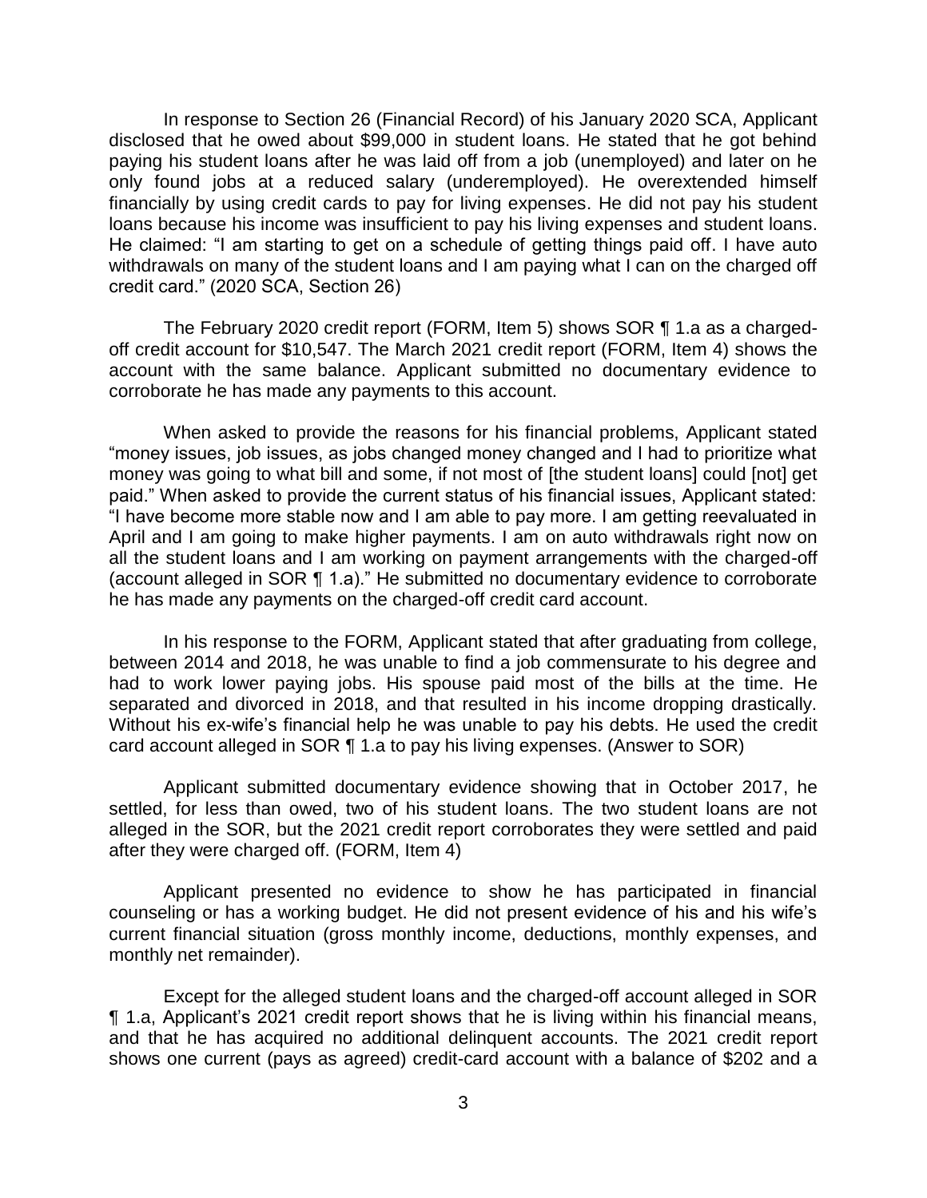In response to Section 26 (Financial Record) of his January 2020 SCA, Applicant disclosed that he owed about $99,000 in student loans. He stated that he got behind paying his student loans after he was laid off from a job (unemployed) and later on he only found jobs at a reduced salary (underemployed). He overextended himself financially by using credit cards to pay for living expenses. He did not pay his student loans because his income was insufficient to pay his living expenses and student loans. He claimed: "I am starting to get on a schedule of getting things paid off. I have auto withdrawals on many of the student loans and I am paying what I can on the charged off credit card." (2020 SCA, Section 26)

The February 2020 credit report (FORM, Item 5) shows SOR ¶ 1.a as a charged-off credit account for $10,547. The March 2021 credit report (FORM, Item 4) shows the account with the same balance. Applicant submitted no documentary evidence to corroborate he has made any payments to this account.

When asked to provide the reasons for his financial problems, Applicant stated "money issues, job issues, as jobs changed money changed and I had to prioritize what money was going to what bill and some, if not most of [the student loans] could [not] get paid." When asked to provide the current status of his financial issues, Applicant stated: "I have become more stable now and I am able to pay more. I am getting reevaluated in April and I am going to make higher payments. I am on auto withdrawals right now on all the student loans and I am working on payment arrangements with the charged-off (account alleged in SOR ¶ 1.a)." He submitted no documentary evidence to corroborate he has made any payments on the charged-off credit card account.

In his response to the FORM, Applicant stated that after graduating from college, between 2014 and 2018, he was unable to find a job commensurate to his degree and had to work lower paying jobs. His spouse paid most of the bills at the time. He separated and divorced in 2018, and that resulted in his income dropping drastically. Without his ex-wife's financial help he was unable to pay his debts. He used the credit card account alleged in SOR ¶ 1.a to pay his living expenses. (Answer to SOR)

Applicant submitted documentary evidence showing that in October 2017, he settled, for less than owed, two of his student loans. The two student loans are not alleged in the SOR, but the 2021 credit report corroborates they were settled and paid after they were charged off. (FORM, Item 4)

Applicant presented no evidence to show he has participated in financial counseling or has a working budget. He did not present evidence of his and his wife's current financial situation (gross monthly income, deductions, monthly expenses, and monthly net remainder).

Except for the alleged student loans and the charged-off account alleged in SOR ¶ 1.a, Applicant's 2021 credit report shows that he is living within his financial means, and that he has acquired no additional delinquent accounts. The 2021 credit report shows one current (pays as agreed) credit-card account with a balance of $202 and a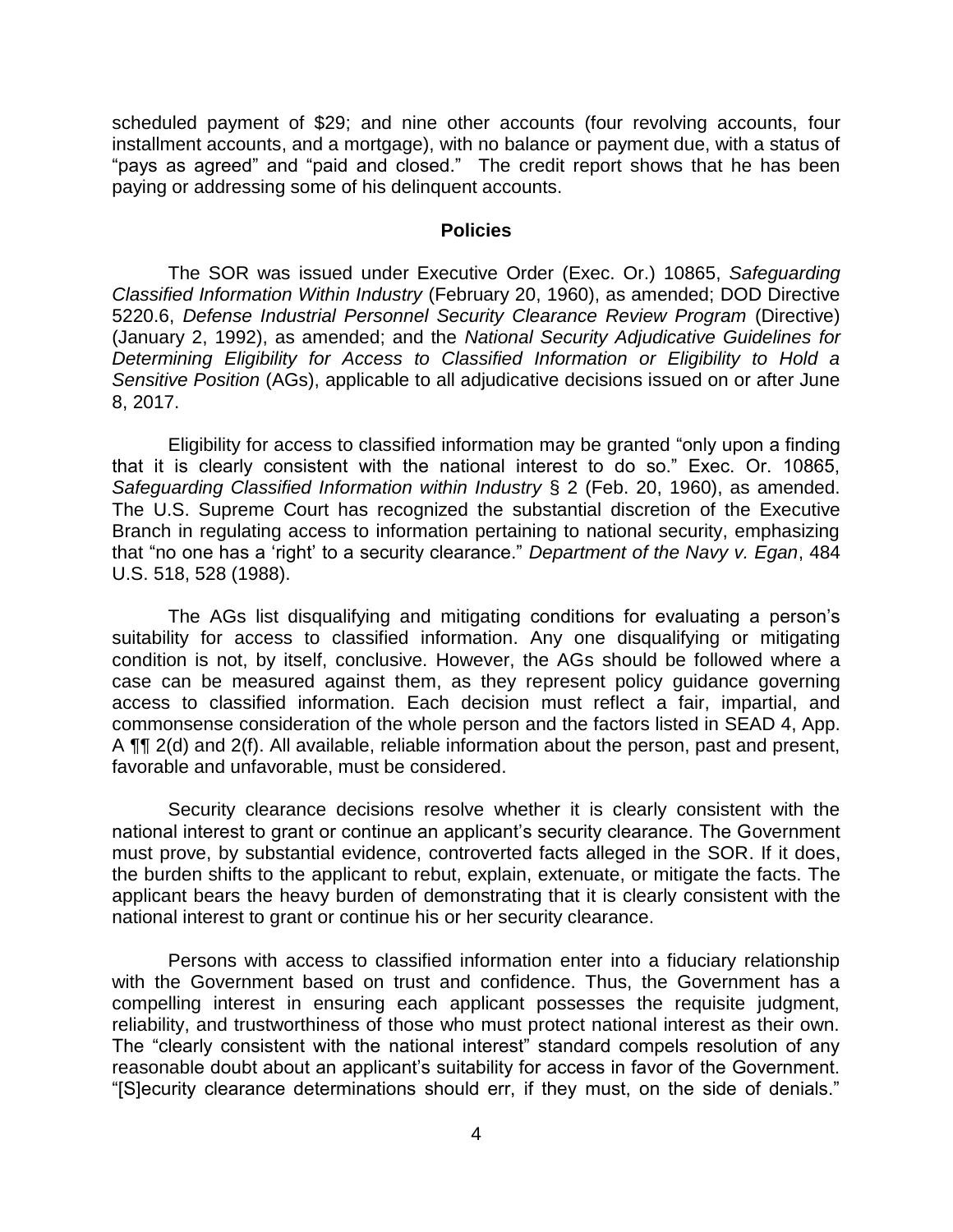scheduled payment of $29; and nine other accounts (four revolving accounts, four installment accounts, and a mortgage), with no balance or payment due, with a status of "pays as agreed" and "paid and closed." The credit report shows that he has been paying or addressing some of his delinquent accounts.

## Policies

The SOR was issued under Executive Order (Exec. Or.) 10865, *Safeguarding Classified Information Within Industry* (February 20, 1960), as amended; DOD Directive 5220.6, *Defense Industrial Personnel Security Clearance Review Program* (Directive) (January 2, 1992), as amended; and the *National Security Adjudicative Guidelines for Determining Eligibility for Access to Classified Information or Eligibility to Hold a Sensitive Position* (AGs), applicable to all adjudicative decisions issued on or after June 8, 2017.

Eligibility for access to classified information may be granted "only upon a finding that it is clearly consistent with the national interest to do so." Exec. Or. 10865, *Safeguarding Classified Information within Industry* § 2 (Feb. 20, 1960), as amended. The U.S. Supreme Court has recognized the substantial discretion of the Executive Branch in regulating access to information pertaining to national security, emphasizing that "no one has a 'right' to a security clearance." *Department of the Navy v. Egan*, 484 U.S. 518, 528 (1988).

The AGs list disqualifying and mitigating conditions for evaluating a person's suitability for access to classified information. Any one disqualifying or mitigating condition is not, by itself, conclusive. However, the AGs should be followed where a case can be measured against them, as they represent policy guidance governing access to classified information. Each decision must reflect a fair, impartial, and commonsense consideration of the whole person and the factors listed in SEAD 4, App. A ¶¶ 2(d) and 2(f). All available, reliable information about the person, past and present, favorable and unfavorable, must be considered.

Security clearance decisions resolve whether it is clearly consistent with the national interest to grant or continue an applicant's security clearance. The Government must prove, by substantial evidence, controverted facts alleged in the SOR. If it does, the burden shifts to the applicant to rebut, explain, extenuate, or mitigate the facts. The applicant bears the heavy burden of demonstrating that it is clearly consistent with the national interest to grant or continue his or her security clearance.

Persons with access to classified information enter into a fiduciary relationship with the Government based on trust and confidence. Thus, the Government has a compelling interest in ensuring each applicant possesses the requisite judgment, reliability, and trustworthiness of those who must protect national interest as their own. The "clearly consistent with the national interest" standard compels resolution of any reasonable doubt about an applicant's suitability for access in favor of the Government. "[S]ecurity clearance determinations should err, if they must, on the side of denials."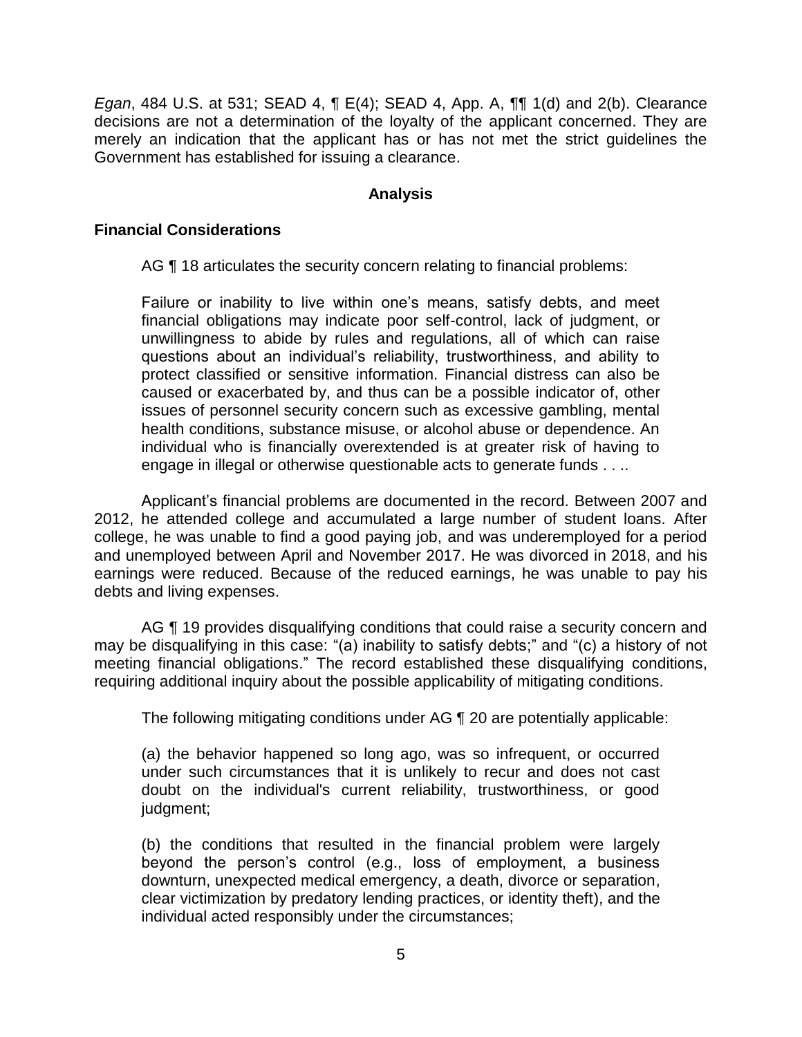*Egan*, 484 U.S. at 531; SEAD 4, ¶ E(4); SEAD 4, App. A, ¶¶ 1(d) and 2(b). Clearance decisions are not a determination of the loyalty of the applicant concerned. They are merely an indication that the applicant has or has not met the strict guidelines the Government has established for issuing a clearance.

## Analysis

### Financial Considerations

AG ¶ 18 articulates the security concern relating to financial problems:

> Failure or inability to live within one's means, satisfy debts, and meet financial obligations may indicate poor self-control, lack of judgment, or unwillingness to abide by rules and regulations, all of which can raise questions about an individual's reliability, trustworthiness, and ability to protect classified or sensitive information. Financial distress can also be caused or exacerbated by, and thus can be a possible indicator of, other issues of personnel security concern such as excessive gambling, mental health conditions, substance misuse, or alcohol abuse or dependence. An individual who is financially overextended is at greater risk of having to engage in illegal or otherwise questionable acts to generate funds . . ..

Applicant's financial problems are documented in the record. Between 2007 and 2012, he attended college and accumulated a large number of student loans. After college, he was unable to find a good paying job, and was underemployed for a period and unemployed between April and November 2017. He was divorced in 2018, and his earnings were reduced. Because of the reduced earnings, he was unable to pay his debts and living expenses.

AG ¶ 19 provides disqualifying conditions that could raise a security concern and may be disqualifying in this case: "(a) inability to satisfy debts;" and "(c) a history of not meeting financial obligations." The record established these disqualifying conditions, requiring additional inquiry about the possible applicability of mitigating conditions.

The following mitigating conditions under AG ¶ 20 are potentially applicable:

> (a) the behavior happened so long ago, was so infrequent, or occurred under such circumstances that it is unlikely to recur and does not cast doubt on the individual's current reliability, trustworthiness, or good judgment;
>
> (b) the conditions that resulted in the financial problem were largely beyond the person's control (e.g., loss of employment, a business downturn, unexpected medical emergency, a death, divorce or separation, clear victimization by predatory lending practices, or identity theft), and the individual acted responsibly under the circumstances;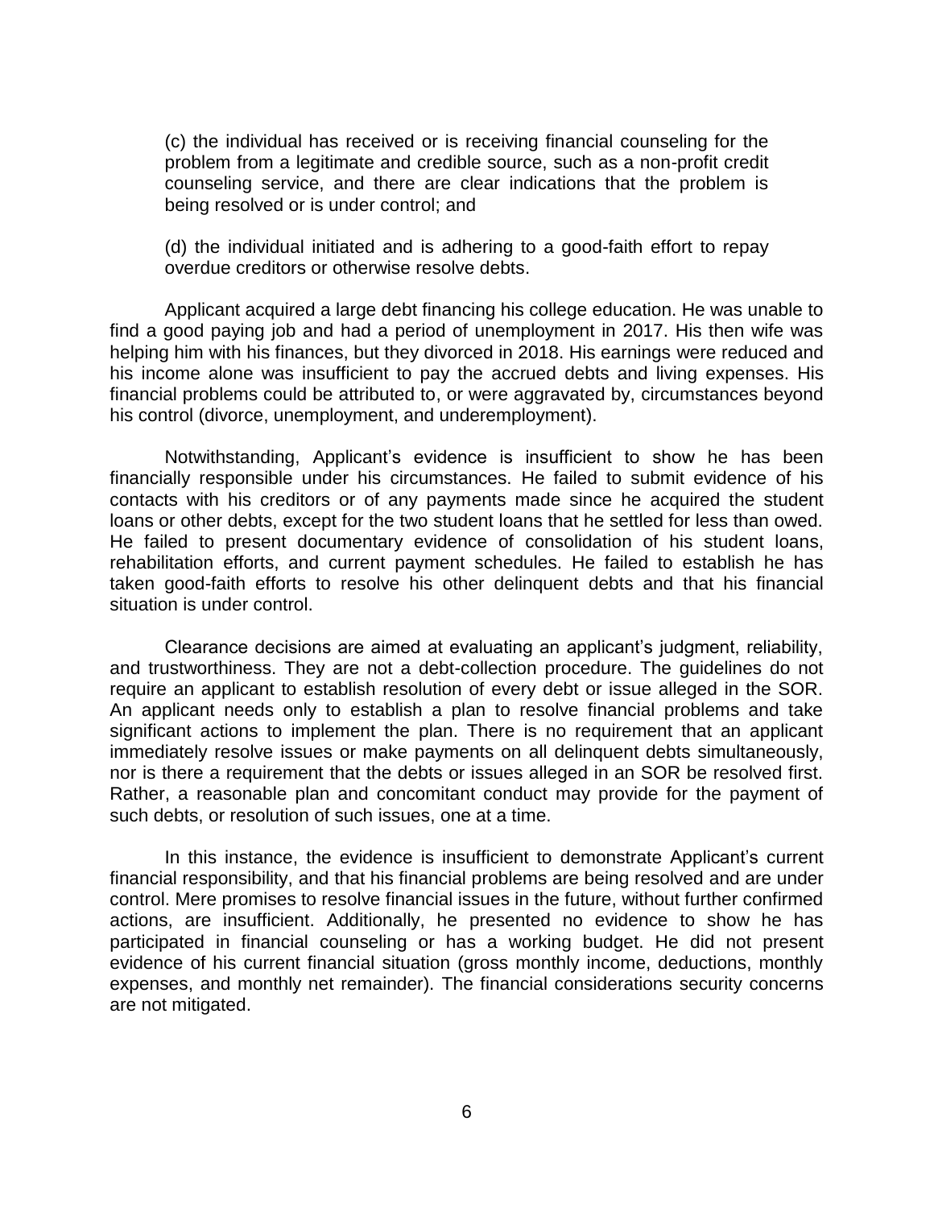(c) the individual has received or is receiving financial counseling for the problem from a legitimate and credible source, such as a non-profit credit counseling service, and there are clear indications that the problem is being resolved or is under control; and

(d) the individual initiated and is adhering to a good-faith effort to repay overdue creditors or otherwise resolve debts.

Applicant acquired a large debt financing his college education. He was unable to find a good paying job and had a period of unemployment in 2017. His then wife was helping him with his finances, but they divorced in 2018. His earnings were reduced and his income alone was insufficient to pay the accrued debts and living expenses. His financial problems could be attributed to, or were aggravated by, circumstances beyond his control (divorce, unemployment, and underemployment).

Notwithstanding, Applicant's evidence is insufficient to show he has been financially responsible under his circumstances. He failed to submit evidence of his contacts with his creditors or of any payments made since he acquired the student loans or other debts, except for the two student loans that he settled for less than owed. He failed to present documentary evidence of consolidation of his student loans, rehabilitation efforts, and current payment schedules. He failed to establish he has taken good-faith efforts to resolve his other delinquent debts and that his financial situation is under control.

Clearance decisions are aimed at evaluating an applicant's judgment, reliability, and trustworthiness. They are not a debt-collection procedure. The guidelines do not require an applicant to establish resolution of every debt or issue alleged in the SOR. An applicant needs only to establish a plan to resolve financial problems and take significant actions to implement the plan. There is no requirement that an applicant immediately resolve issues or make payments on all delinquent debts simultaneously, nor is there a requirement that the debts or issues alleged in an SOR be resolved first. Rather, a reasonable plan and concomitant conduct may provide for the payment of such debts, or resolution of such issues, one at a time.

In this instance, the evidence is insufficient to demonstrate Applicant's current financial responsibility, and that his financial problems are being resolved and are under control. Mere promises to resolve financial issues in the future, without further confirmed actions, are insufficient. Additionally, he presented no evidence to show he has participated in financial counseling or has a working budget. He did not present evidence of his current financial situation (gross monthly income, deductions, monthly expenses, and monthly net remainder). The financial considerations security concerns are not mitigated.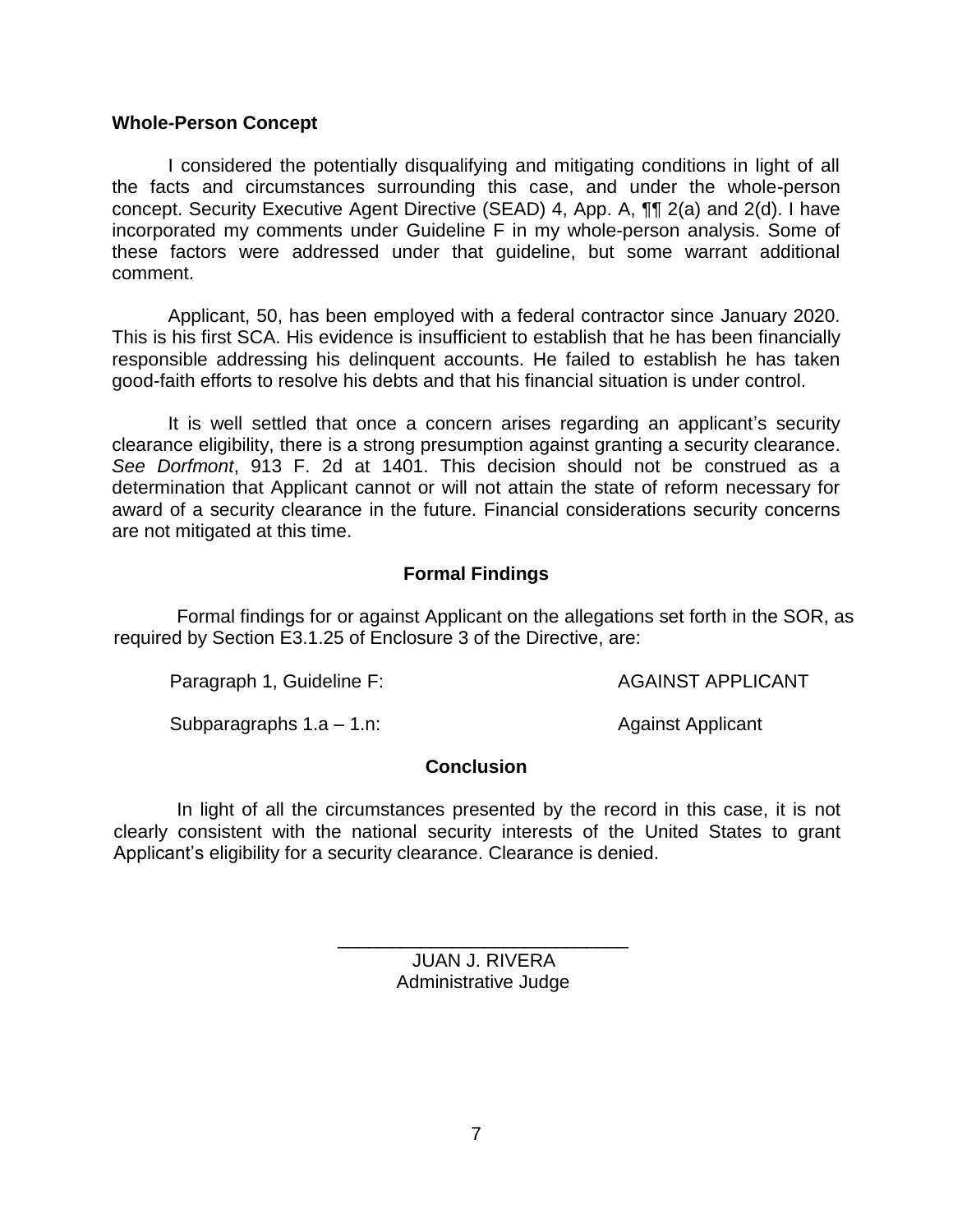**Whole-Person Concept**

I considered the potentially disqualifying and mitigating conditions in light of all the facts and circumstances surrounding this case, and under the whole-person concept. Security Executive Agent Directive (SEAD) 4, App. A, ¶¶ 2(a) and 2(d). I have incorporated my comments under Guideline F in my whole-person analysis. Some of these factors were addressed under that guideline, but some warrant additional comment.

Applicant, 50, has been employed with a federal contractor since January 2020. This is his first SCA. His evidence is insufficient to establish that he has been financially responsible addressing his delinquent accounts. He failed to establish he has taken good-faith efforts to resolve his debts and that his financial situation is under control.

It is well settled that once a concern arises regarding an applicant's security clearance eligibility, there is a strong presumption against granting a security clearance. *See Dorfmont*, 913 F. 2d at 1401. This decision should not be construed as a determination that Applicant cannot or will not attain the state of reform necessary for award of a security clearance in the future. Financial considerations security concerns are not mitigated at this time.

**Formal Findings**

Formal findings for or against Applicant on the allegations set forth in the SOR, as required by Section E3.1.25 of Enclosure 3 of the Directive, are:

| | |
|---|---|
| Paragraph 1, Guideline F: | AGAINST APPLICANT |
| Subparagraphs 1.a – 1.n: | Against Applicant |

**Conclusion**

In light of all the circumstances presented by the record in this case, it is not clearly consistent with the national security interests of the United States to grant Applicant's eligibility for a security clearance. Clearance is denied.

\_\_\_\_\_\_\_\_\_\_\_\_\_\_\_\_\_\_\_\_\_\_\_\_\_\_\_\_\_\_

JUAN J. RIVERA
Administrative Judge